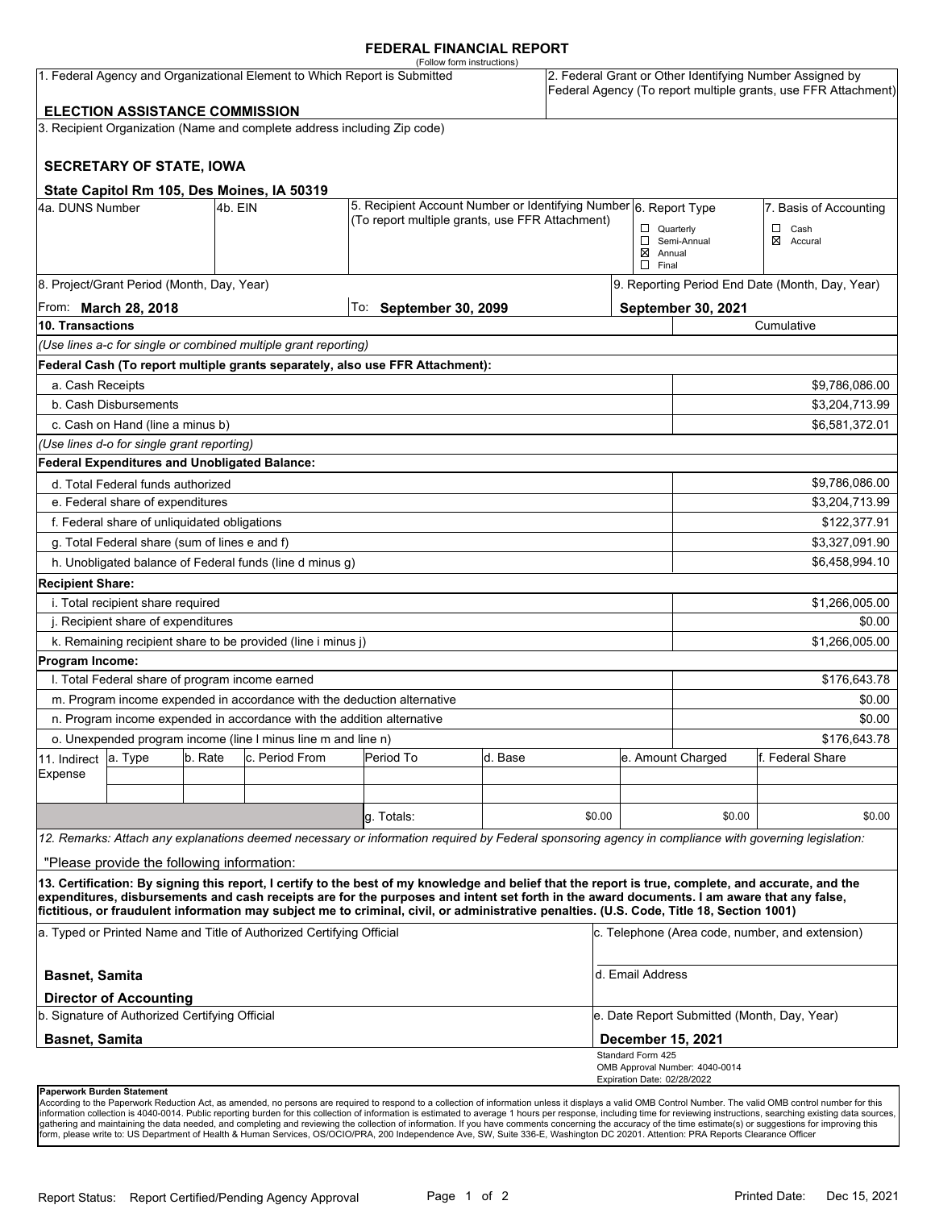# FEDERAL FINANCIAL REPORT

(Follow form instructions)

| 1. Federal Agency and Organizational Element to Which Report is Submitted | 2. Federal Grant or Other Identifying Number Assigned by Federal Agency (To report multiple grants, use FFR Attachment) |
|---|---|
| **ELECTION ASSISTANCE COMMISSION** | |

3. Recipient Organization (Name and complete address including Zip code)

**SECRETARY OF STATE, IOWA**

**State Capitol Rm 105, Des Moines, IA 50319**

| 4a. DUNS Number | 4b. EIN | 5. Recipient Account Number or Identifying Number (To report multiple grants, use FFR Attachment) | 6. Report Type | 7. Basis of Accounting |
|---|---|---|---|---|
| | | | ☐ Quarterly ☐ Semi-Annual ☒ Annual ☐ Final | ☐ Cash ☒ Accural |

| 8. Project/Grant Period (Month, Day, Year) | | 9. Reporting Period End Date (Month, Day, Year) |
|---|---|---|
| From: **March 28, 2018** | To: **September 30, 2099** | **September 30, 2021** |

| 10. Transactions | Cumulative |
|---|---|
| *(Use lines a-c for single or combined multiple grant reporting)* | |
| **Federal Cash (To report multiple grants separately, also use FFR Attachment):** | |
| a. Cash Receipts | $9,786,086.00 |
| b. Cash Disbursements | $3,204,713.99 |
| c. Cash on Hand (line a minus b) | $6,581,372.01 |
| *(Use lines d-o for single grant reporting)* | |
| **Federal Expenditures and Unobligated Balance:** | |
| d. Total Federal funds authorized | $9,786,086.00 |
| e. Federal share of expenditures | $3,204,713.99 |
| f. Federal share of unliquidated obligations | $122,377.91 |
| g. Total Federal share (sum of lines e and f) | $3,327,091.90 |
| h. Unobligated balance of Federal funds (line d minus g) | $6,458,994.10 |
| **Recipient Share:** | |
| i. Total recipient share required | $1,266,005.00 |
| j. Recipient share of expenditures | $0.00 |
| k. Remaining recipient share to be provided (line i minus j) | $1,266,005.00 |
| **Program Income:** | |
| l. Total Federal share of program income earned | $176,643.78 |
| m. Program income expended in accordance with the deduction alternative | $0.00 |
| n. Program income expended in accordance with the addition alternative | $0.00 |
| o. Unexpended program income (line l minus line m and line n) | $176,643.78 |

| 11. Indirect Expense | a. Type | b. Rate | c. Period From | Period To | d. Base | e. Amount Charged | f. Federal Share |
|---|---|---|---|---|---|---|---|
| | | | | | | | |
| | | | | | | | |
| | | | | g. Totals: | $0.00 | $0.00 | $0.00 |

*12. Remarks: Attach any explanations deemed necessary or information required by Federal sponsoring agency in compliance with governing legislation:*

"Please provide the following information:

**13. Certification: By signing this report, I certify to the best of my knowledge and belief that the report is true, complete, and accurate, and the expenditures, disbursements and cash receipts are for the purposes and intent set forth in the award documents. I am aware that any false, fictitious, or fraudulent information may subject me to criminal, civil, or administrative penalties. (U.S. Code, Title 18, Section 1001)**

| a. Typed or Printed Name and Title of Authorized Certifying Official | c. Telephone (Area code, number, and extension) |
|---|---|
| **Basnet, Samita** **Director of Accounting** | d. Email Address |
| b. Signature of Authorized Certifying Official | e. Date Report Submitted (Month, Day, Year) |
| **Basnet, Samita** | **December 15, 2021** |

Standard Form 425
OMB Approval Number: 4040-0014
Expiration Date: 02/28/2022

**Paperwork Burden Statement**
According to the Paperwork Reduction Act, as amended, no persons are required to respond to a collection of information unless it displays a valid OMB Control Number. The valid OMB control number for this information collection is 4040-0014. Public reporting burden for this collection of information is estimated to average 1 hours per response, including time for reviewing instructions, searching existing data sources, gathering and maintaining the data needed, and completing and reviewing the collection of information. If you have comments concerning the accuracy of the time estimate(s) or suggestions for improving this form, please write to: US Department of Health & Human Services, OS/OCIO/PRA, 200 Independence Ave, SW, Suite 336-E, Washington DC 20201. Attention: PRA Reports Clearance Officer

Report Status: Report Certified/Pending Agency Approval

Printed Date: Dec 15, 2021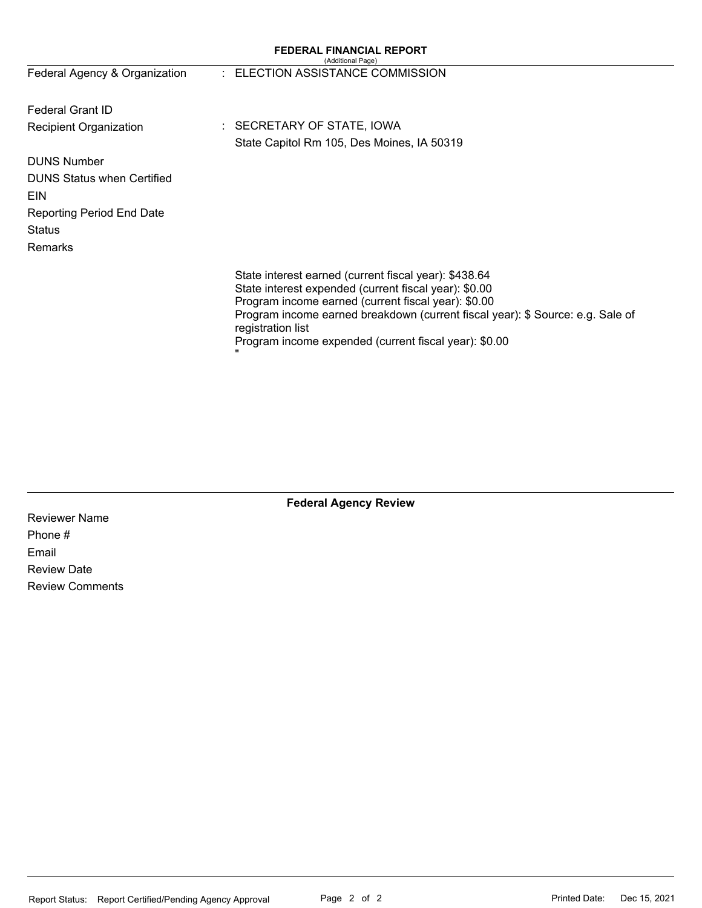# FEDERAL FINANCIAL REPORT

(Additional Page)

| | |
|---|---|
| Federal Agency & Organization | : ELECTION ASSISTANCE COMMISSION |
| Federal Grant ID | |
| Recipient Organization | : SECRETARY OF STATE, IOWA<br>State Capitol Rm 105, Des Moines, IA 50319 |
| DUNS Number | |
| DUNS Status when Certified | |
| EIN | |
| Reporting Period End Date | |
| Status | |
| Remarks | |

State interest earned (current fiscal year): $438.64
State interest expended (current fiscal year): $0.00
Program income earned (current fiscal year): $0.00
Program income earned breakdown (current fiscal year): $ Source: e.g. Sale of registration list
Program income expended (current fiscal year): $0.00
"

## Federal Agency Review

Reviewer Name

Phone #

Email

Review Date

Review Comments

Report Status: Report Certified/Pending Agency Approval

Printed Date: Dec 15, 2021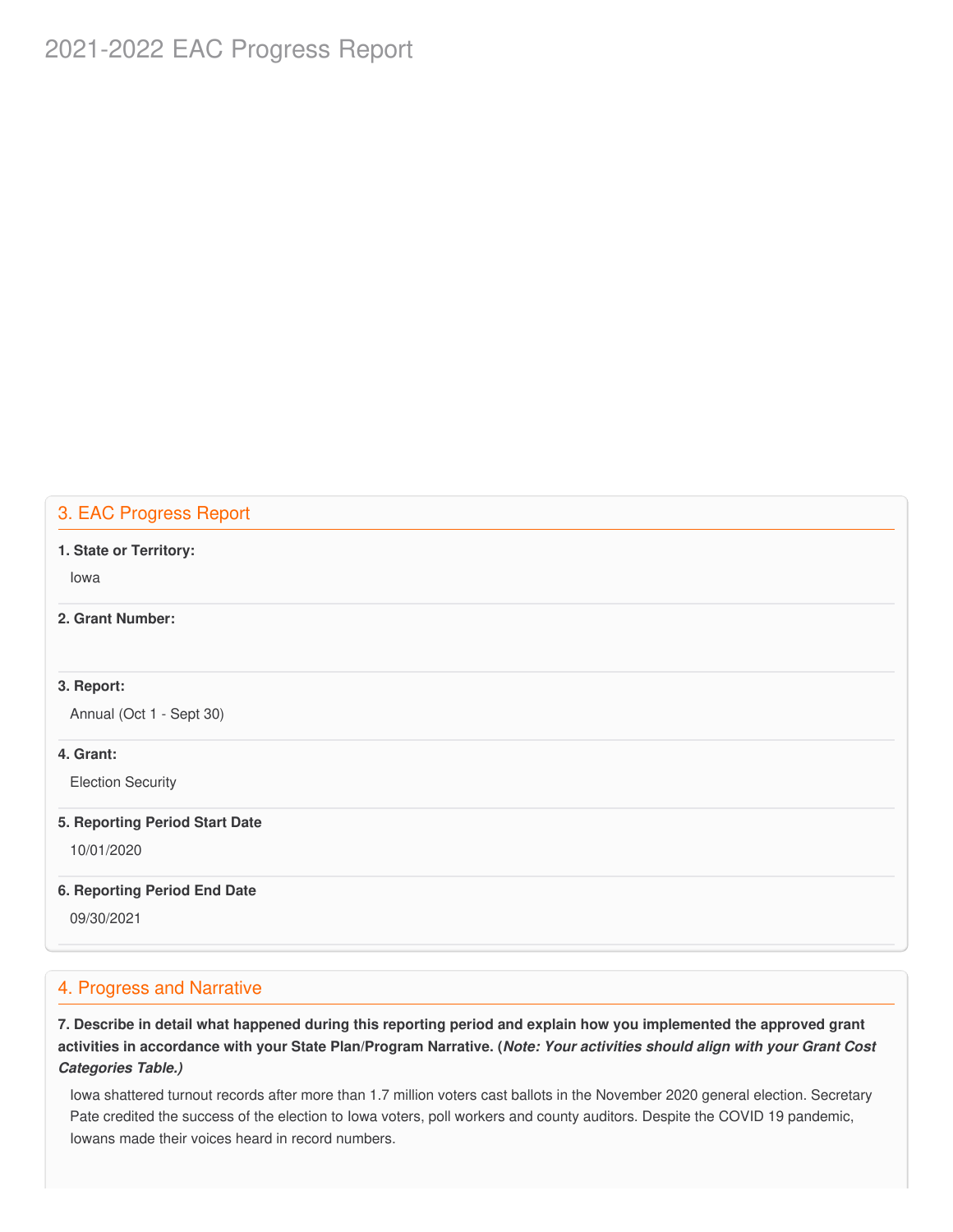# 2021-2022 EAC Progress Report

## 3. EAC Progress Report

**1. State or Territory:**

Iowa

**2. Grant Number:**

**3. Report:**

Annual (Oct 1 - Sept 30)

**4. Grant:**

Election Security

**5. Reporting Period Start Date**

10/01/2020

**6. Reporting Period End Date**

09/30/2021

## 4. Progress and Narrative

**7. Describe in detail what happened during this reporting period and explain how you implemented the approved grant activities in accordance with your State Plan/Program Narrative. (*Note: Your activities should align with your Grant Cost Categories Table.)***

Iowa shattered turnout records after more than 1.7 million voters cast ballots in the November 2020 general election. Secretary Pate credited the success of the election to Iowa voters, poll workers and county auditors. Despite the COVID 19 pandemic, Iowans made their voices heard in record numbers.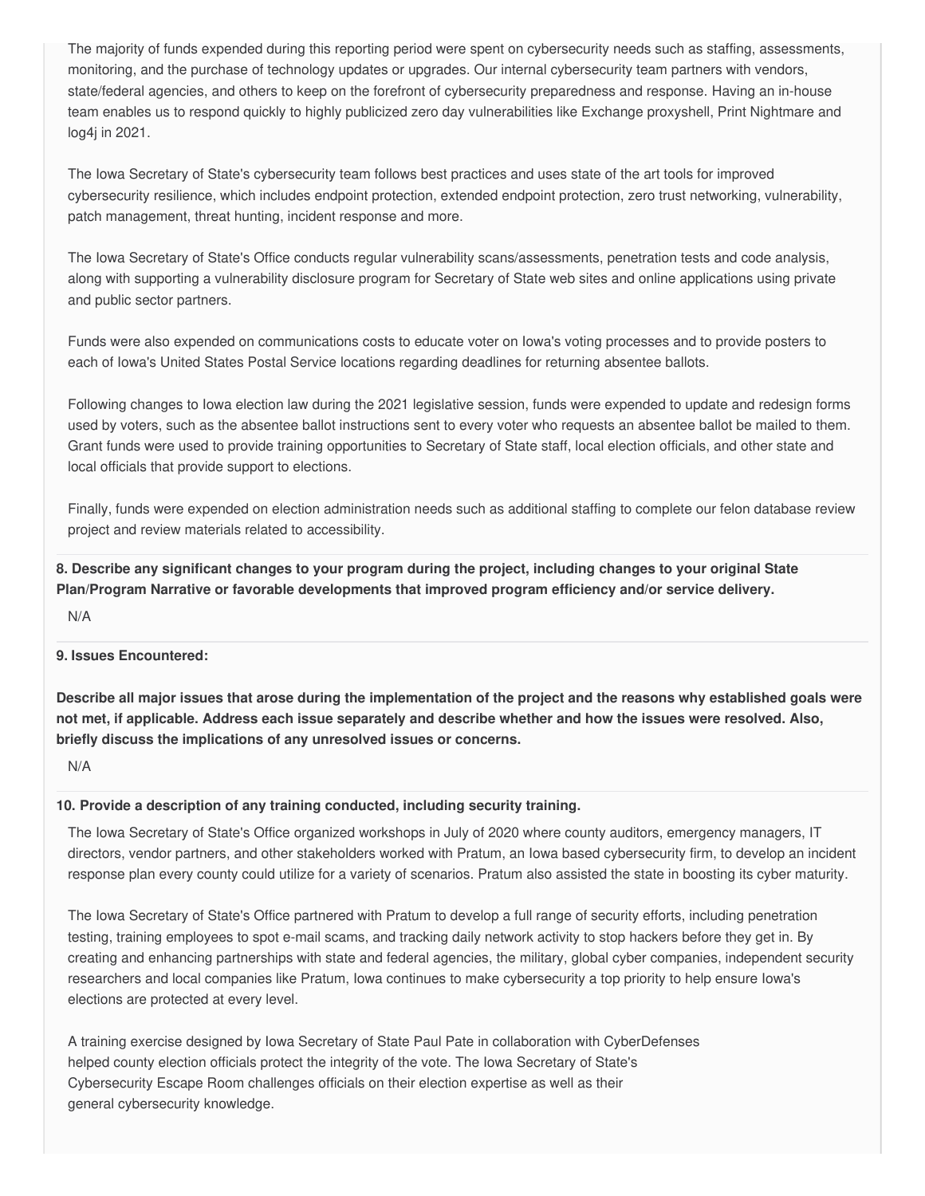The majority of funds expended during this reporting period were spent on cybersecurity needs such as staffing, assessments, monitoring, and the purchase of technology updates or upgrades. Our internal cybersecurity team partners with vendors, state/federal agencies, and others to keep on the forefront of cybersecurity preparedness and response. Having an in-house team enables us to respond quickly to highly publicized zero day vulnerabilities like Exchange proxyshell, Print Nightmare and log4j in 2021.

The Iowa Secretary of State's cybersecurity team follows best practices and uses state of the art tools for improved cybersecurity resilience, which includes endpoint protection, extended endpoint protection, zero trust networking, vulnerability, patch management, threat hunting, incident response and more.

The Iowa Secretary of State's Office conducts regular vulnerability scans/assessments, penetration tests and code analysis, along with supporting a vulnerability disclosure program for Secretary of State web sites and online applications using private and public sector partners.

Funds were also expended on communications costs to educate voter on Iowa's voting processes and to provide posters to each of Iowa's United States Postal Service locations regarding deadlines for returning absentee ballots.

Following changes to Iowa election law during the 2021 legislative session, funds were expended to update and redesign forms used by voters, such as the absentee ballot instructions sent to every voter who requests an absentee ballot be mailed to them. Grant funds were used to provide training opportunities to Secretary of State staff, local election officials, and other state and local officials that provide support to elections.

Finally, funds were expended on election administration needs such as additional staffing to complete our felon database review project and review materials related to accessibility.

**8. Describe any significant changes to your program during the project, including changes to your original State Plan/Program Narrative or favorable developments that improved program efficiency and/or service delivery.**

N/A

**9. Issues Encountered:**

**Describe all major issues that arose during the implementation of the project and the reasons why established goals were not met, if applicable. Address each issue separately and describe whether and how the issues were resolved. Also, briefly discuss the implications of any unresolved issues or concerns.**

N/A

**10. Provide a description of any training conducted, including security training.**

The Iowa Secretary of State's Office organized workshops in July of 2020 where county auditors, emergency managers, IT directors, vendor partners, and other stakeholders worked with Pratum, an Iowa based cybersecurity firm, to develop an incident response plan every county could utilize for a variety of scenarios. Pratum also assisted the state in boosting its cyber maturity.

The Iowa Secretary of State's Office partnered with Pratum to develop a full range of security efforts, including penetration testing, training employees to spot e-mail scams, and tracking daily network activity to stop hackers before they get in. By creating and enhancing partnerships with state and federal agencies, the military, global cyber companies, independent security researchers and local companies like Pratum, Iowa continues to make cybersecurity a top priority to help ensure Iowa's elections are protected at every level.

A training exercise designed by Iowa Secretary of State Paul Pate in collaboration with CyberDefenses helped county election officials protect the integrity of the vote. The Iowa Secretary of State's Cybersecurity Escape Room challenges officials on their election expertise as well as their general cybersecurity knowledge.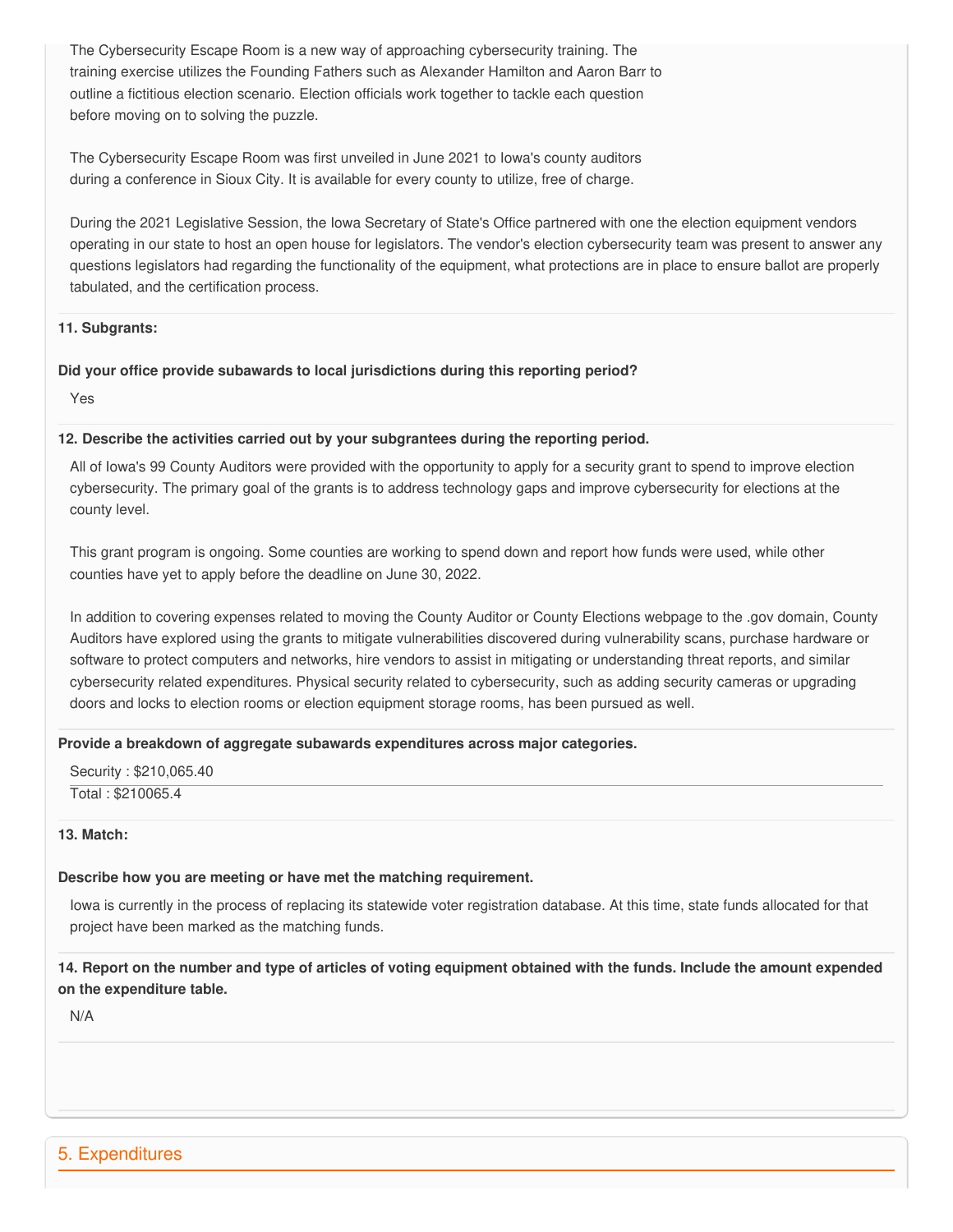The Cybersecurity Escape Room is a new way of approaching cybersecurity training. The training exercise utilizes the Founding Fathers such as Alexander Hamilton and Aaron Barr to outline a fictitious election scenario. Election officials work together to tackle each question before moving on to solving the puzzle.

The Cybersecurity Escape Room was first unveiled in June 2021 to Iowa's county auditors during a conference in Sioux City. It is available for every county to utilize, free of charge.

During the 2021 Legislative Session, the Iowa Secretary of State's Office partnered with one the election equipment vendors operating in our state to host an open house for legislators. The vendor's election cybersecurity team was present to answer any questions legislators had regarding the functionality of the equipment, what protections are in place to ensure ballot are properly tabulated, and the certification process.

**11. Subgrants:**

**Did your office provide subawards to local jurisdictions during this reporting period?**

Yes

**12. Describe the activities carried out by your subgrantees during the reporting period.**

All of Iowa's 99 County Auditors were provided with the opportunity to apply for a security grant to spend to improve election cybersecurity. The primary goal of the grants is to address technology gaps and improve cybersecurity for elections at the county level.

This grant program is ongoing. Some counties are working to spend down and report how funds were used, while other counties have yet to apply before the deadline on June 30, 2022.

In addition to covering expenses related to moving the County Auditor or County Elections webpage to the .gov domain, County Auditors have explored using the grants to mitigate vulnerabilities discovered during vulnerability scans, purchase hardware or software to protect computers and networks, hire vendors to assist in mitigating or understanding threat reports, and similar cybersecurity related expenditures. Physical security related to cybersecurity, such as adding security cameras or upgrading doors and locks to election rooms or election equipment storage rooms, has been pursued as well.

**Provide a breakdown of aggregate subawards expenditures across major categories.**

Security : $210,065.40

Total : $210065.4

**13. Match:**

**Describe how you are meeting or have met the matching requirement.**

Iowa is currently in the process of replacing its statewide voter registration database. At this time, state funds allocated for that project have been marked as the matching funds.

**14. Report on the number and type of articles of voting equipment obtained with the funds. Include the amount expended on the expenditure table.**

N/A

## 5. Expenditures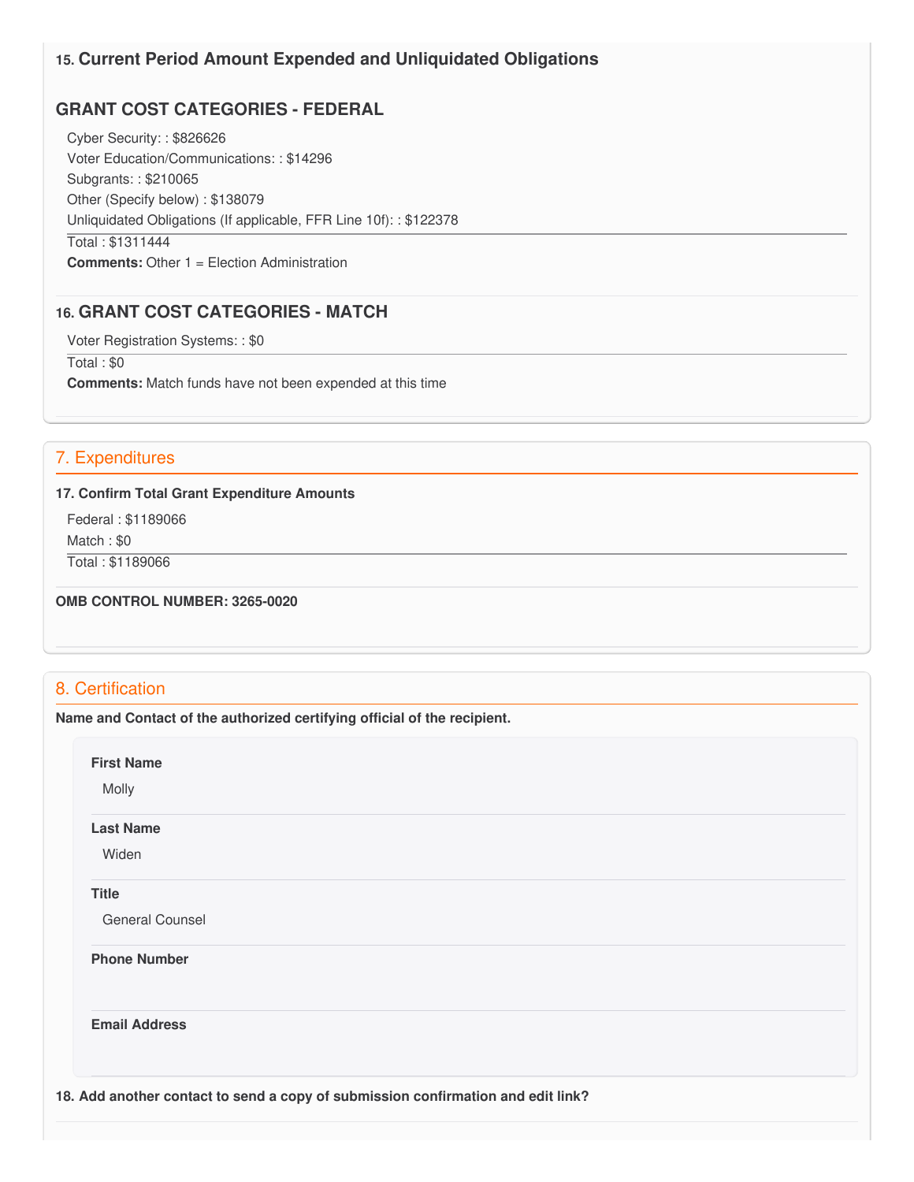### 15. Current Period Amount Expended and Unliquidated Obligations

### GRANT COST CATEGORIES - FEDERAL

Cyber Security: : $826626
Voter Education/Communications: : $14296
Subgrants: : $210065
Other (Specify below) : $138079
Unliquidated Obligations (If applicable, FFR Line 10f): : $122378

Total : $1311444

**Comments:** Other 1 = Election Administration

### 16. GRANT COST CATEGORIES - MATCH

Voter Registration Systems: : $0

Total : $0

**Comments:** Match funds have not been expended at this time

## 7. Expenditures

**17. Confirm Total Grant Expenditure Amounts**

Federal : $1189066
Match : $0

Total : $1189066

**OMB CONTROL NUMBER: 3265-0020**

## 8. Certification

**Name and Contact of the authorized certifying official of the recipient.**

**First Name**

Molly

**Last Name**

Widen

**Title**

General Counsel

**Phone Number**

**Email Address**

**18. Add another contact to send a copy of submission confirmation and edit link?**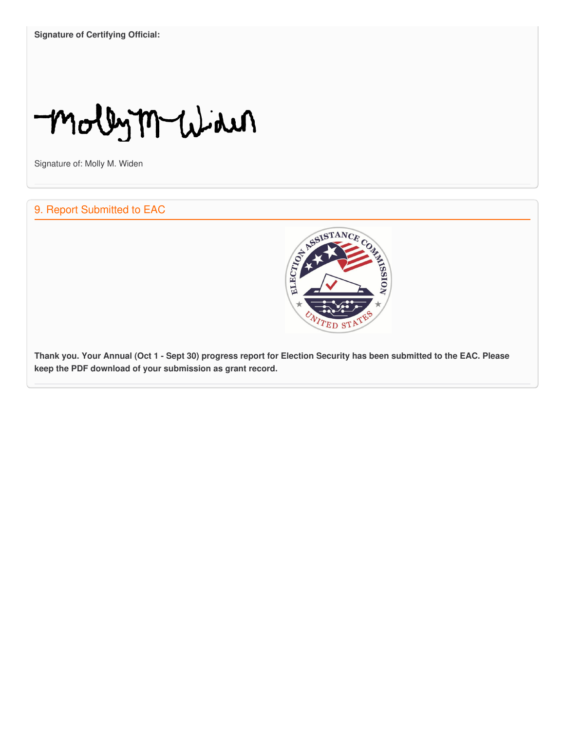**Signature of Certifying Official:**

Signature of: Molly M. Widen

## 9. Report Submitted to EAC

**Thank you. Your Annual (Oct 1 - Sept 30) progress report for Election Security has been submitted to the EAC. Please keep the PDF download of your submission as grant record.**